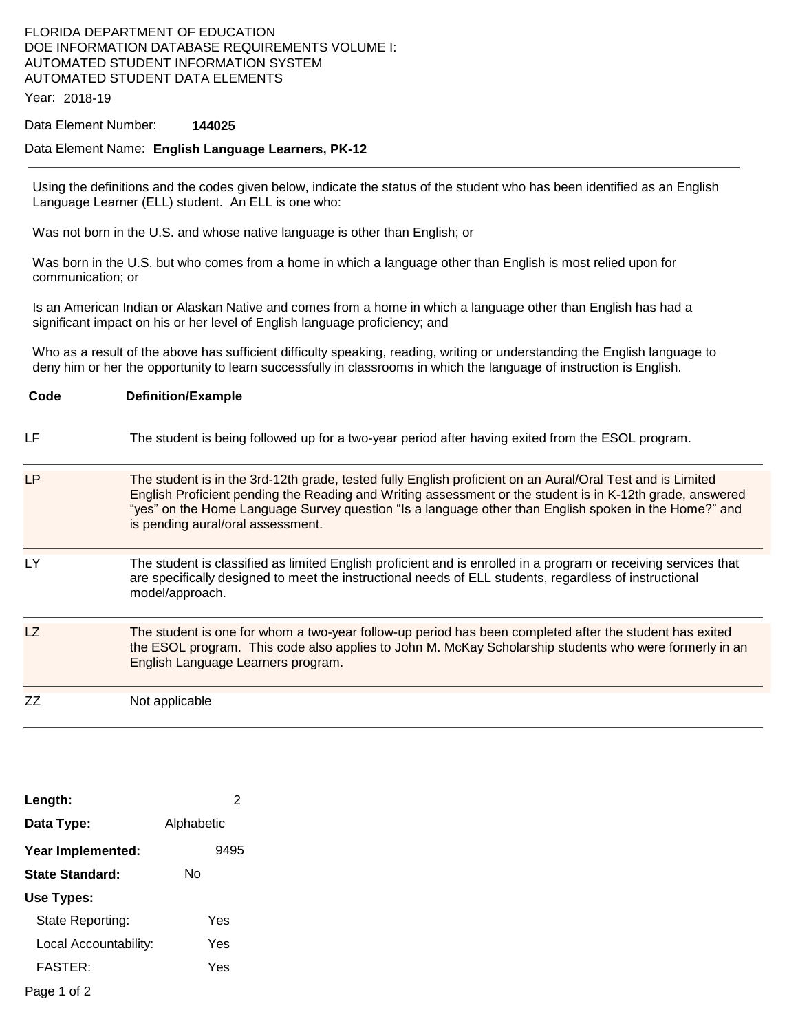FLORIDA DEPARTMENT OF EDUCATION
DOE INFORMATION DATABASE REQUIREMENTS VOLUME I:
AUTOMATED STUDENT INFORMATION SYSTEM
AUTOMATED STUDENT DATA ELEMENTS

Year: 2018-19

Data Element Number: **144025**

Data Element Name: **English Language Learners, PK-12**

---

Using the definitions and the codes given below, indicate the status of the student who has been identified as an English Language Learner (ELL) student. An ELL is one who:

Was not born in the U.S. and whose native language is other than English; or

Was born in the U.S. but who comes from a home in which a language other than English is most relied upon for communication; or

Is an American Indian or Alaskan Native and comes from a home in which a language other than English has had a significant impact on his or her level of English language proficiency; and

Who as a result of the above has sufficient difficulty speaking, reading, writing or understanding the English language to deny him or her the opportunity to learn successfully in classrooms in which the language of instruction is English.

| Code | Definition/Example |
|---|---|
| LF | The student is being followed up for a two-year period after having exited from the ESOL program. |
| LP | The student is in the 3rd-12th grade, tested fully English proficient on an Aural/Oral Test and is Limited English Proficient pending the Reading and Writing assessment or the student is in K-12th grade, answered "yes" on the Home Language Survey question "Is a language other than English spoken in the Home?" and is pending aural/oral assessment. |
| LY | The student is classified as limited English proficient and is enrolled in a program or receiving services that are specifically designed to meet the instructional needs of ELL students, regardless of instructional model/approach. |
| LZ | The student is one for whom a two-year follow-up period has been completed after the student has exited the ESOL program. This code also applies to John M. McKay Scholarship students who were formerly in an English Language Learners program. |
| ZZ | Not applicable |

**Length:** 2

**Data Type:** Alphabetic

**Year Implemented:** 9495

**State Standard:** No

**Use Types:**

- State Reporting: Yes
- Local Accountability: Yes
- FASTER: Yes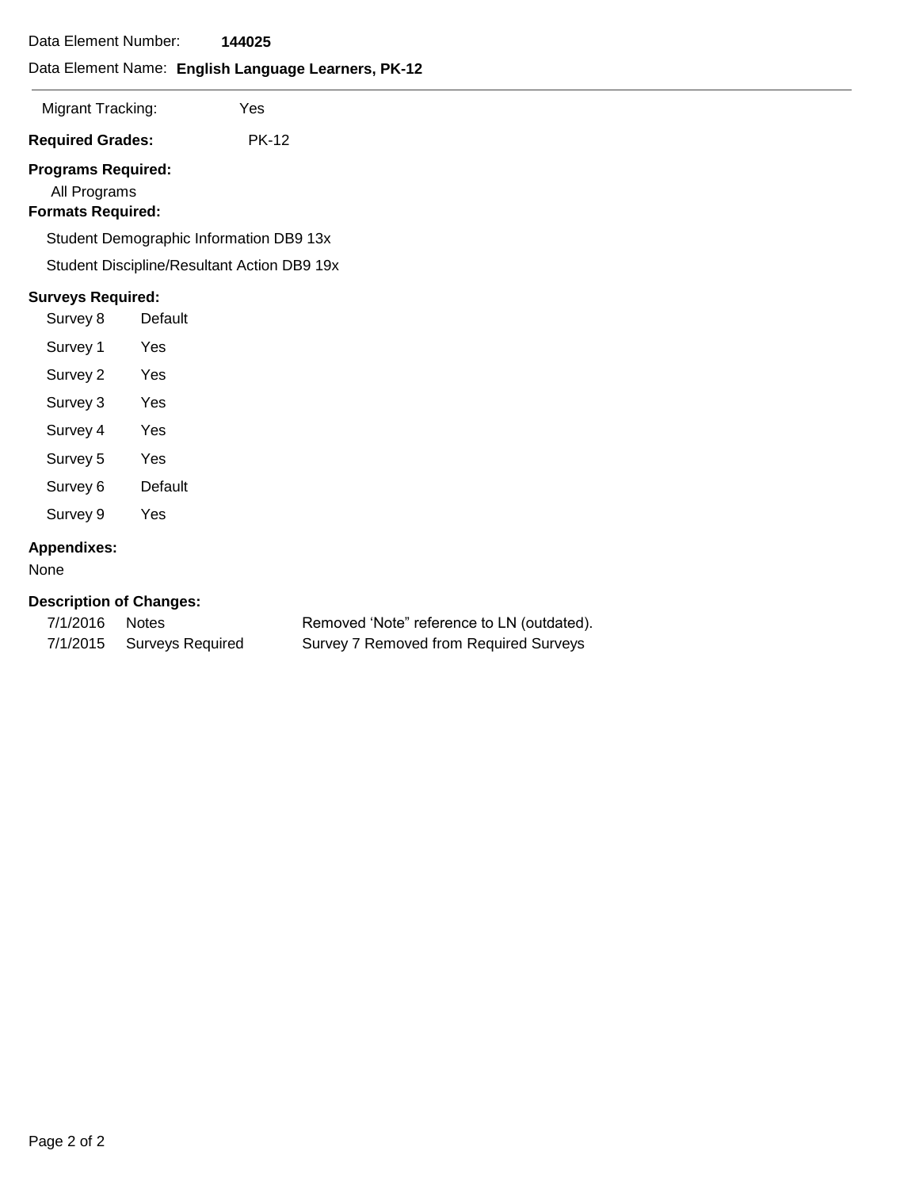Data Element Number: **144025**

Data Element Name: **English Language Learners, PK-12**

---

Migrant Tracking: Yes

**Required Grades:** PK-12

**Programs Required:**

All Programs

**Formats Required:**

Student Demographic Information DB9 13x

Student Discipline/Resultant Action DB9 19x

**Surveys Required:**

| | |
|---|---|
| Survey 8 | Default |
| Survey 1 | Yes |
| Survey 2 | Yes |
| Survey 3 | Yes |
| Survey 4 | Yes |
| Survey 5 | Yes |
| Survey 6 | Default |
| Survey 9 | Yes |

**Appendixes:**

None

**Description of Changes:**

| | | |
|---|---|---|
| 7/1/2016 | Notes | Removed 'Note" reference to LN (outdated). |
| 7/1/2015 | Surveys Required | Survey 7 Removed from Required Surveys |